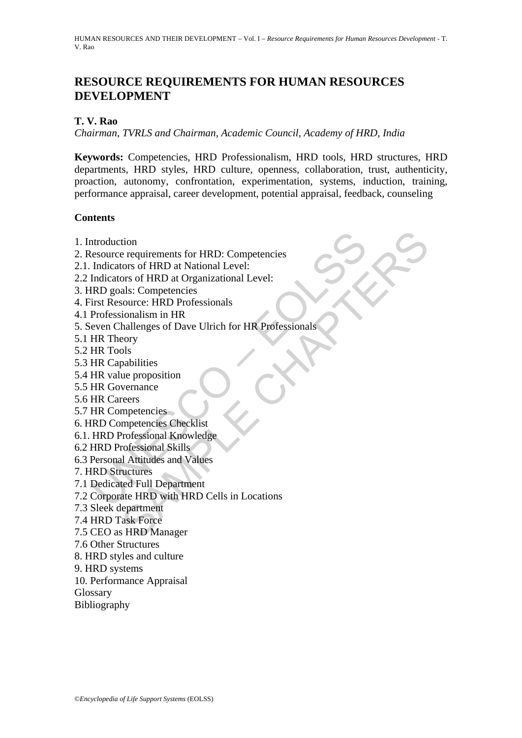# RESOURCE REQUIREMENTS FOR HUMAN RESOURCES DEVELOPMENT

**T. V. Rao**

*Chairman, TVRLS and Chairman, Academic Council, Academy of HRD, India*

**Keywords:** Competencies, HRD Professionalism, HRD tools, HRD structures, HRD departments, HRD styles, HRD culture, openness, collaboration, trust, authenticity, proaction, autonomy, confrontation, experimentation, systems, induction, training, performance appraisal, career development, potential appraisal, feedback, counseling

## Contents

1. Introduction
2. Resource requirements for HRD: Competencies
2.1. Indicators of HRD at National Level:
2.2 Indicators of HRD at Organizational Level:
3. HRD goals: Competencies
4. First Resource: HRD Professionals
4.1 Professionalism in HR
5. Seven Challenges of Dave Ulrich for HR Professionals
5.1 HR Theory
5.2 HR Tools
5.3 HR Capabilities
5.4 HR value proposition
5.5 HR Governance
5.6 HR Careers
5.7 HR Competencies
6. HRD Competencies Checklist
6.1. HRD Professional Knowledge
6.2 HRD Professional Skills
6.3 Personal Attitudes and Values
7. HRD Structures
7.1 Dedicated Full Department
7.2 Corporate HRD with HRD Cells in Locations
7.3 Sleek department
7.4 HRD Task Force
7.5 CEO as HRD Manager
7.6 Other Structures
8. HRD styles and culture
9. HRD systems
10. Performance Appraisal
Glossary
Bibliography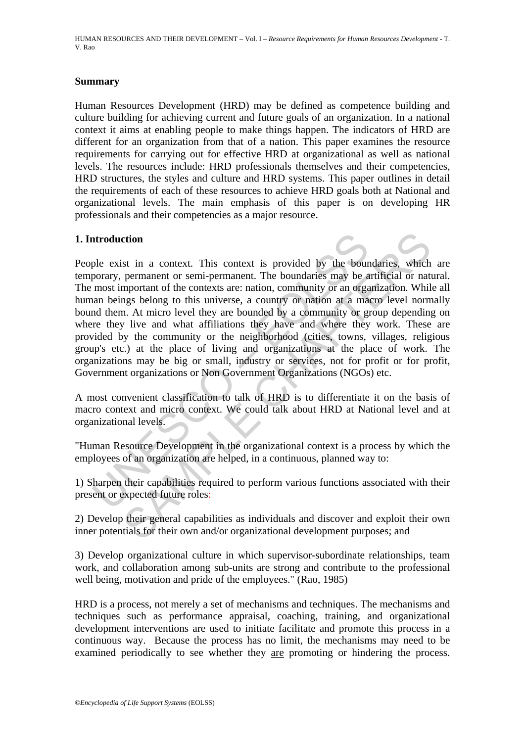## Summary

Human Resources Development (HRD) may be defined as competence building and culture building for achieving current and future goals of an organization. In a national context it aims at enabling people to make things happen. The indicators of HRD are different for an organization from that of a nation. This paper examines the resource requirements for carrying out for effective HRD at organizational as well as national levels. The resources include: HRD professionals themselves and their competencies, HRD structures, the styles and culture and HRD systems. This paper outlines in detail the requirements of each of these resources to achieve HRD goals both at National and organizational levels. The main emphasis of this paper is on developing HR professionals and their competencies as a major resource.

## 1. Introduction

People exist in a context. This context is provided by the boundaries, which are temporary, permanent or semi-permanent. The boundaries may be artificial or natural. The most important of the contexts are: nation, community or an organization. While all human beings belong to this universe, a country or nation at a macro level normally bound them. At micro level they are bounded by a community or group depending on where they live and what affiliations they have and where they work. These are provided by the community or the neighborhood (cities, towns, villages, religious group's etc.) at the place of living and organizations at the place of work. The organizations may be big or small, industry or services, not for profit or for profit, Government organizations or Non Government Organizations (NGOs) etc.

A most convenient classification to talk of HRD is to differentiate it on the basis of macro context and micro context. We could talk about HRD at National level and at organizational levels.

"Human Resource Development in the organizational context is a process by which the employees of an organization are helped, in a continuous, planned way to:

1) Sharpen their capabilities required to perform various functions associated with their present or expected future roles:

2) Develop their general capabilities as individuals and discover and exploit their own inner potentials for their own and/or organizational development purposes; and

3) Develop organizational culture in which supervisor-subordinate relationships, team work, and collaboration among sub-units are strong and contribute to the professional well being, motivation and pride of the employees." (Rao, 1985)

HRD is a process, not merely a set of mechanisms and techniques. The mechanisms and techniques such as performance appraisal, coaching, training, and organizational development interventions are used to initiate facilitate and promote this process in a continuous way. Because the process has no limit, the mechanisms may need to be examined periodically to see whether they are promoting or hindering the process.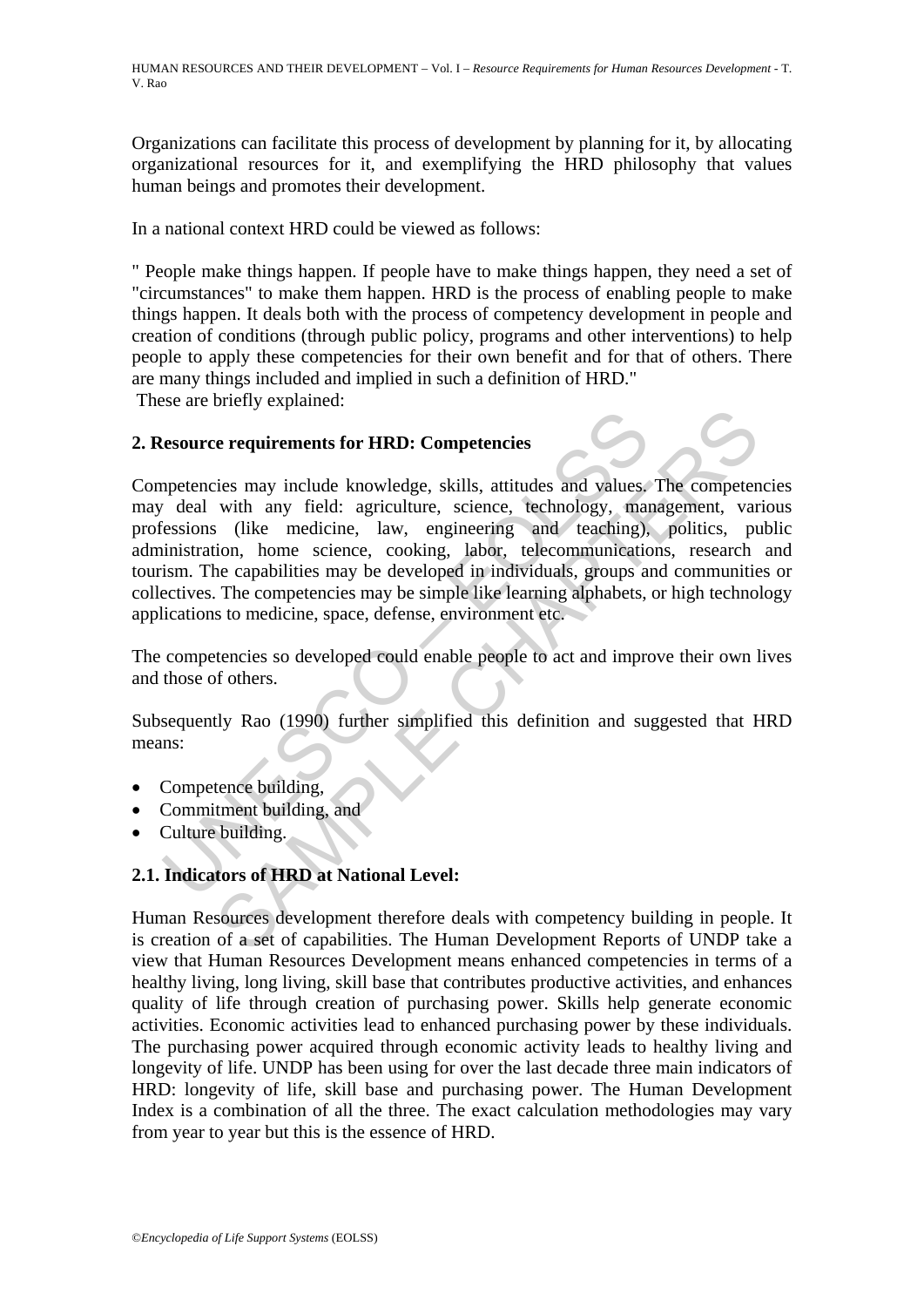Organizations can facilitate this process of development by planning for it, by allocating organizational resources for it, and exemplifying the HRD philosophy that values human beings and promotes their development.

In a national context HRD could be viewed as follows:

" People make things happen. If people have to make things happen, they need a set of "circumstances" to make them happen. HRD is the process of enabling people to make things happen. It deals both with the process of competency development in people and creation of conditions (through public policy, programs and other interventions) to help people to apply these competencies for their own benefit and for that of others. There are many things included and implied in such a definition of HRD."

These are briefly explained:

## 2. Resource requirements for HRD: Competencies

Competencies may include knowledge, skills, attitudes and values. The competencies may deal with any field: agriculture, science, technology, management, various professions (like medicine, law, engineering and teaching), politics, public administration, home science, cooking, labor, telecommunications, research and tourism. The capabilities may be developed in individuals, groups and communities or collectives. The competencies may be simple like learning alphabets, or high technology applications to medicine, space, defense, environment etc.

The competencies so developed could enable people to act and improve their own lives and those of others.

Subsequently Rao (1990) further simplified this definition and suggested that HRD means:

- Competence building,
- Commitment building, and
- Culture building.

### 2.1. Indicators of HRD at National Level:

Human Resources development therefore deals with competency building in people. It is creation of a set of capabilities. The Human Development Reports of UNDP take a view that Human Resources Development means enhanced competencies in terms of a healthy living, long living, skill base that contributes productive activities, and enhances quality of life through creation of purchasing power. Skills help generate economic activities. Economic activities lead to enhanced purchasing power by these individuals. The purchasing power acquired through economic activity leads to healthy living and longevity of life. UNDP has been using for over the last decade three main indicators of HRD: longevity of life, skill base and purchasing power. The Human Development Index is a combination of all the three. The exact calculation methodologies may vary from year to year but this is the essence of HRD.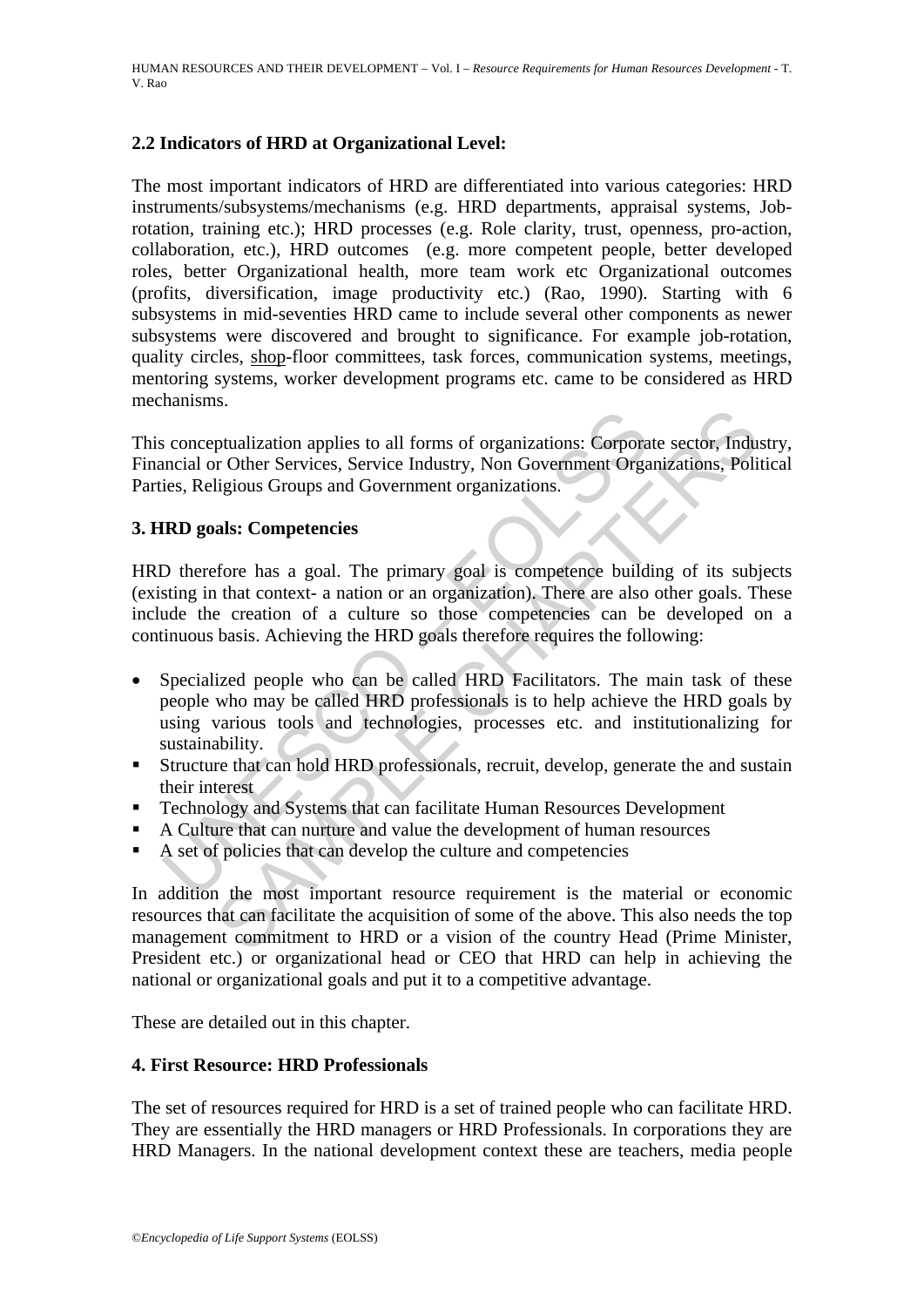### 2.2 Indicators of HRD at Organizational Level:

The most important indicators of HRD are differentiated into various categories: HRD instruments/subsystems/mechanisms (e.g. HRD departments, appraisal systems, Job-rotation, training etc.); HRD processes (e.g. Role clarity, trust, openness, pro-action, collaboration, etc.), HRD outcomes (e.g. more competent people, better developed roles, better Organizational health, more team work etc Organizational outcomes (profits, diversification, image productivity etc.) (Rao, 1990). Starting with 6 subsystems in mid-seventies HRD came to include several other components as newer subsystems were discovered and brought to significance. For example job-rotation, quality circles, shop-floor committees, task forces, communication systems, meetings, mentoring systems, worker development programs etc. came to be considered as HRD mechanisms.

This conceptualization applies to all forms of organizations: Corporate sector, Industry, Financial or Other Services, Service Industry, Non Government Organizations, Political Parties, Religious Groups and Government organizations.

## 3. HRD goals: Competencies

HRD therefore has a goal. The primary goal is competence building of its subjects (existing in that context- a nation or an organization). There are also other goals. These include the creation of a culture so those competencies can be developed on a continuous basis. Achieving the HRD goals therefore requires the following:

- Specialized people who can be called HRD Facilitators. The main task of these people who may be called HRD professionals is to help achieve the HRD goals by using various tools and technologies, processes etc. and institutionalizing for sustainability.
- Structure that can hold HRD professionals, recruit, develop, generate the and sustain their interest
- Technology and Systems that can facilitate Human Resources Development
- A Culture that can nurture and value the development of human resources
- A set of policies that can develop the culture and competencies

In addition the most important resource requirement is the material or economic resources that can facilitate the acquisition of some of the above. This also needs the top management commitment to HRD or a vision of the country Head (Prime Minister, President etc.) or organizational head or CEO that HRD can help in achieving the national or organizational goals and put it to a competitive advantage.

These are detailed out in this chapter.

## 4. First Resource: HRD Professionals

The set of resources required for HRD is a set of trained people who can facilitate HRD. They are essentially the HRD managers or HRD Professionals. In corporations they are HRD Managers. In the national development context these are teachers, media people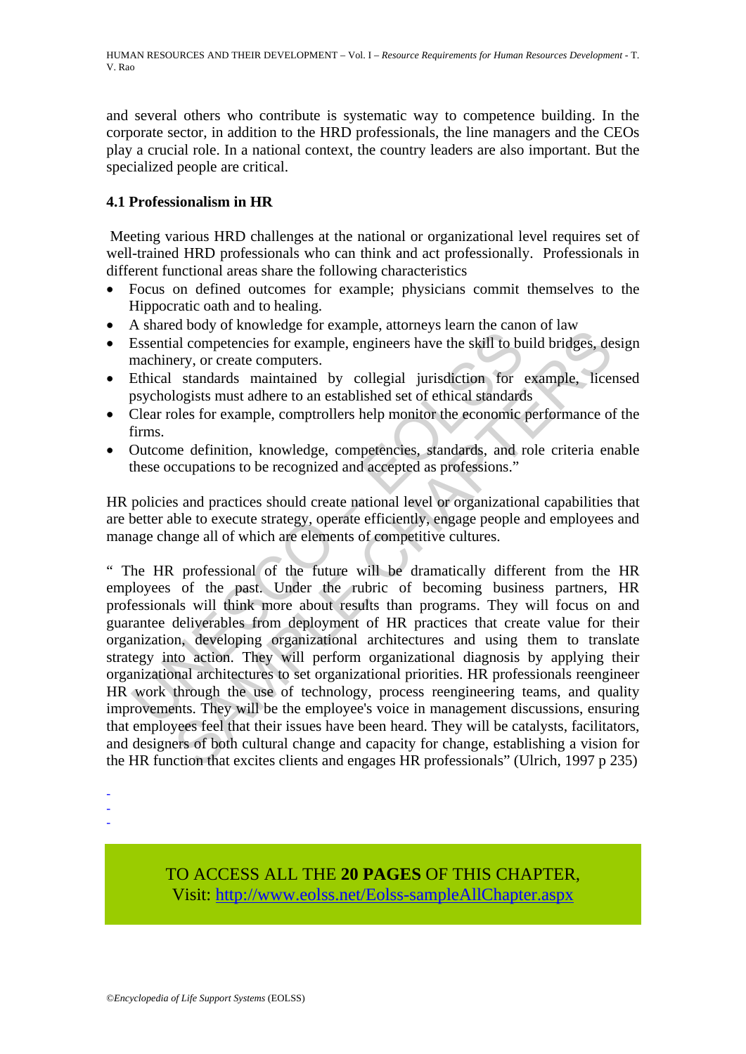and several others who contribute is systematic way to competence building. In the corporate sector, in addition to the HRD professionals, the line managers and the CEOs play a crucial role. In a national context, the country leaders are also important. But the specialized people are critical.

### 4.1 Professionalism in HR

Meeting various HRD challenges at the national or organizational level requires set of well-trained HRD professionals who can think and act professionally. Professionals in different functional areas share the following characteristics

- Focus on defined outcomes for example; physicians commit themselves to the Hippocratic oath and to healing.
- A shared body of knowledge for example, attorneys learn the canon of law
- Essential competencies for example, engineers have the skill to build bridges, design machinery, or create computers.
- Ethical standards maintained by collegial jurisdiction for example, licensed psychologists must adhere to an established set of ethical standards
- Clear roles for example, comptrollers help monitor the economic performance of the firms.
- Outcome definition, knowledge, competencies, standards, and role criteria enable these occupations to be recognized and accepted as professions."

HR policies and practices should create national level or organizational capabilities that are better able to execute strategy, operate efficiently, engage people and employees and manage change all of which are elements of competitive cultures.

" The HR professional of the future will be dramatically different from the HR employees of the past. Under the rubric of becoming business partners, HR professionals will think more about results than programs. They will focus on and guarantee deliverables from deployment of HR practices that create value for their organization, developing organizational architectures and using them to translate strategy into action. They will perform organizational diagnosis by applying their organizational architectures to set organizational priorities. HR professionals reengineer HR work through the use of technology, process reengineering teams, and quality improvements. They will be the employee's voice in management discussions, ensuring that employees feel that their issues have been heard. They will be catalysts, facilitators, and designers of both cultural change and capacity for change, establishing a vision for the HR function that excites clients and engages HR professionals" (Ulrich, 1997 p 235)

-
-
-

TO ACCESS ALL THE **20 PAGES** OF THIS CHAPTER,
Visit: http://www.eolss.net/Eolss-sampleAllChapter.aspx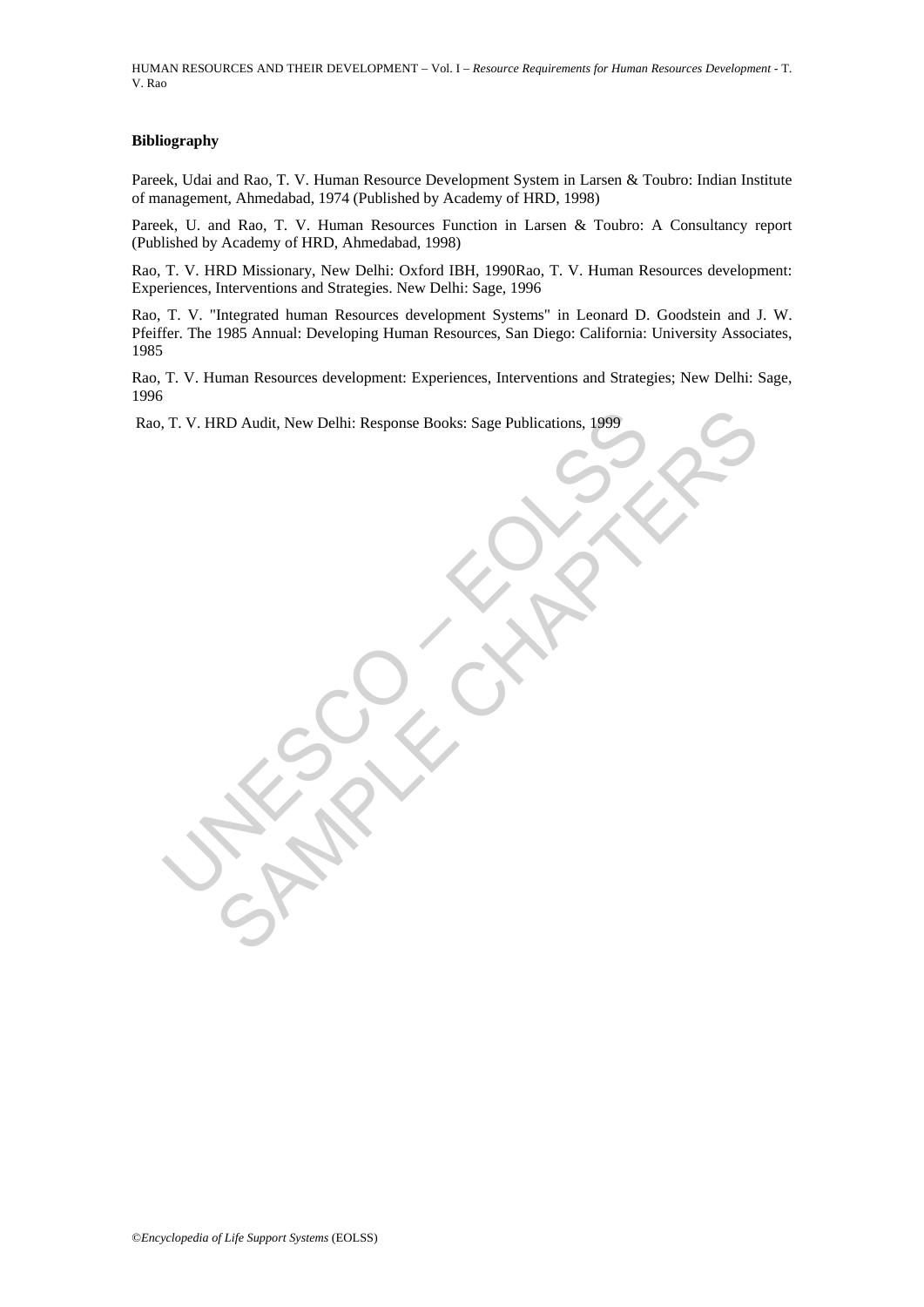### Bibliography

Pareek, Udai and Rao, T. V. Human Resource Development System in Larsen & Toubro: Indian Institute of management, Ahmedabad, 1974 (Published by Academy of HRD, 1998)

Pareek, U. and Rao, T. V. Human Resources Function in Larsen & Toubro: A Consultancy report (Published by Academy of HRD, Ahmedabad, 1998)

Rao, T. V. HRD Missionary, New Delhi: Oxford IBH, 1990Rao, T. V. Human Resources development: Experiences, Interventions and Strategies. New Delhi: Sage, 1996

Rao, T. V. "Integrated human Resources development Systems" in Leonard D. Goodstein and J. W. Pfeiffer. The 1985 Annual: Developing Human Resources, San Diego: California: University Associates, 1985

Rao, T. V. Human Resources development: Experiences, Interventions and Strategies; New Delhi: Sage, 1996

Rao, T. V. HRD Audit, New Delhi: Response Books: Sage Publications, 1999